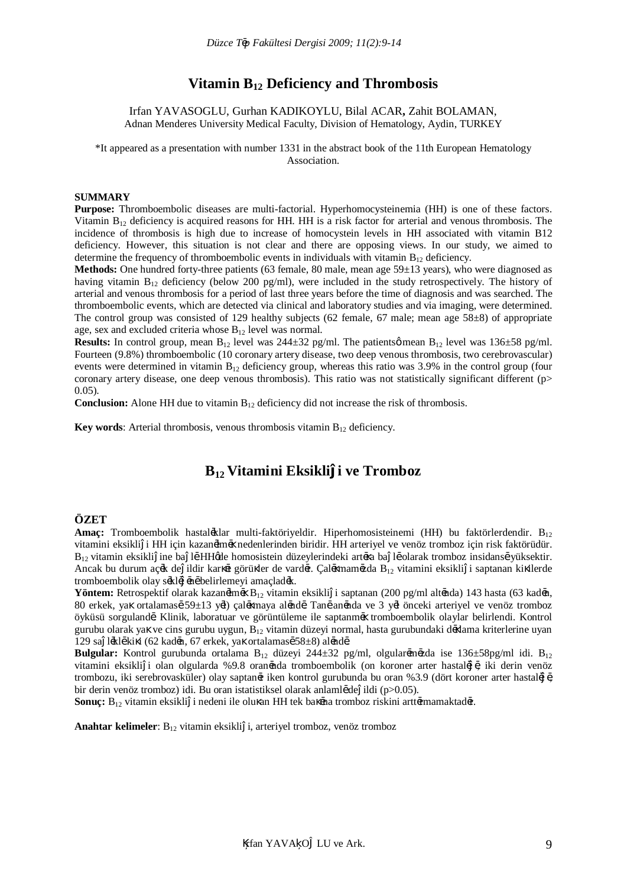# Vitamin $B_{12}$ Deficiency and Thrombosis

Irfan YAVASOGLU, Gurhan KADIKOYLU, Bilal ACAR, Zahit BOLAMAN,
Adnan Menderes University Medical Faculty, Division of Hematology, Aydin, TURKEY

*It appeared as a presentation with number 1331 in the abstract book of the 11th European Hematology Association.

**SUMMARY**

**Purpose:** Thromboembolic diseases are multi-factorial. Hyperhomocysteinemia (HH) is one of these factors. Vitamin $B_{12}$ deficiency is acquired reasons for HH. HH is a risk factor for arterial and venous thrombosis. The incidence of thrombosis is high due to increase of homocystein levels in HH associated with vitamin B12 deficiency. However, this situation is not clear and there are opposing views. In our study, we aimed to determine the frequency of thromboembolic events in individuals with vitamin $B_{12}$ deficiency.

**Methods:** One hundred forty-three patients (63 female, 80 male, mean age 59±13 years), who were diagnosed as having vitamin $B_{12}$ deficiency (below 200 pg/ml), were included in the study retrospectively. The history of arterial and venous thrombosis for a period of last three years before the time of diagnosis and was searched. The thromboembolic events, which are detected via clinical and laboratory studies and via imaging, were determined. The control group was consisted of 129 healthy subjects (62 female, 67 male; mean age 58±8) of appropriate age, sex and excluded criteria whose $B_{12}$ level was normal.

**Results:** In control group, mean $B_{12}$ level was 244±32 pg/ml. The patients' mean $B_{12}$ level was 136±58 pg/ml. Fourteen (9.8%) thromboembolic (10 coronary artery disease, two deep venous thrombosis, two cerebrovascular) events were determined in vitamin $B_{12}$ deficiency group, whereas this ratio was 3.9% in the control group (four coronary artery disease, one deep venous thrombosis). This ratio was not statistically significant different ($p> 0.05$).

**Conclusion:** Alone HH due to vitamin $B_{12}$ deficiency did not increase the risk of thrombosis.

**Key words**: Arterial thrombosis, venous thrombosis vitamin $B_{12}$ deficiency.

# $B_{12}$ Vitamini Eksikliği ve Tromboz

**ÖZET**

**Amaç:** Tromboembolik hastalıklar multi-faktöriyeldir. Hiperhomosisteinemi (HH) bu faktörlerdendir. $B_{12}$ vitamini eksikliği HH için kazanılmış nedenlerinden biridir. HH arteriyel ve venöz tromboz için risk faktörüdür. $B_{12}$ vitamin eksikliğine bağlı HH'de homosistein düzeylerindeki artışa bağlı olarak tromboz insidansı yüksektir. Ancak bu durum açık değildir karşıt görüşler de vardır. Çalışmamızda $B_{12}$ vitamini eksikliği saptanan kişilerde tromboembolik olay sıklığını belirlemeyi amaçladık.

**Yöntem:** Retrospektif olarak kazanılmış $B_{12}$ vitamin eksikliği saptanan (200 pg/ml altında) 143 hasta (63 kadın, 80 erkek, yaş ortalaması 59±13 yıl) çalışmaya alındı. Tanı anında ve 3 yıl önceki arteriyel ve venöz tromboz öyküsü sorgulandı. Klinik, laboratuar ve görüntüleme ile saptanmış tromboembolik olaylar belirlendi. Kontrol gurubu olarak yaş ve cins gurubu uygun, $B_{12}$ vitamin düzeyi normal, hasta gurubundaki dışlama kriterlerine uyan 129 sağlıklı kişi (62 kadın, 67 erkek, yaş ortalaması 58±8) alındı.

**Bulgular:** Kontrol gurubunda ortalama $B_{12}$ düzeyi 244±32 pg/ml, olgularımızda ise 136±58pg/ml idi. $B_{12}$ vitamini eksikliği olan olgularda %9.8 oranında tromboembolik (on koroner arter hastalığı, iki derin venöz trombozu, iki serebrovasküler) olay saptanır iken kontrol gurubunda bu oran %3.9 (dört koroner arter hastalığı, bir derin venöz tromboz) idi. Bu oran istatistiksel olarak anlamlı değildi ($p>0.05$).

**Sonuç:** $B_{12}$ vitamin eksikliği nedeni ile oluşan HH tek başına tromboz riskini arttırmamaktadır.

**Anahtar kelimeler**: $B_{12}$ vitamin eksikliği, arteriyel tromboz, venöz tromboz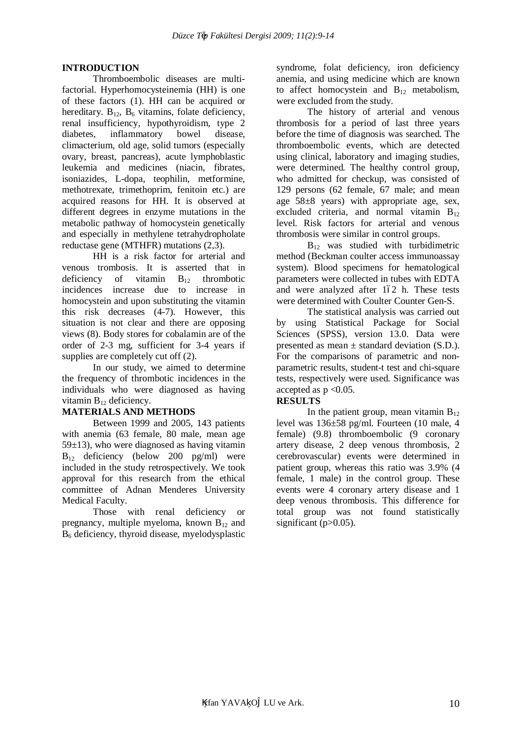## INTRODUCTION

Thromboembolic diseases are multi-factorial. Hyperhomocysteinemia (HH) is one of these factors (1). HH can be acquired or hereditary. $B_{12}$, $B_6$ vitamins, folate deficiency, renal insufficiency, hypothyroidism, type 2 diabetes, inflammatory bowel disease, climacterium, old age, solid tumors (especially ovary, breast, pancreas), acute lymphoblastic leukemia and medicines (niacin, fibrates, isoniazides, L-dopa, teophilin, metformine, methotrexate, trimethoprim, fenitoin etc.) are acquired reasons for HH. It is observed at different degrees in enzyme mutations in the metabolic pathway of homocystein genetically and especially in methylene tetrahydropholate reductase gene (MTHFR) mutations (2,3).

HH is a risk factor for arterial and venous trombosis. It is asserted that in deficiency of vitamin $B_{12}$ thrombotic incidences increase due to increase in homocystein and upon substituting the vitamin this risk decreases (4-7). However, this situation is not clear and there are opposing views (8). Body stores for cobalamin are of the order of 2-3 mg, sufficient for 3-4 years if supplies are completely cut off (2).

In our study, we aimed to determine the frequency of thrombotic incidences in the individuals who were diagnosed as having vitamin $B_{12}$ deficiency.

## MATERIALS AND METHODS

Between 1999 and 2005, 143 patients with anemia (63 female, 80 male, mean age 59±13), who were diagnosed as having vitamin $B_{12}$ deficiency (below 200 pg/ml) were included in the study retrospectively. We took approval for this research from the ethical committee of Adnan Menderes University Medical Faculty.

Those with renal deficiency or pregnancy, multiple myeloma, known $B_{12}$ and $B_6$ deficiency, thyroid disease, myelodysplastic syndrome, folat deficiency, iron deficiency anemia, and using medicine which are known to affect homocystein and $B_{12}$ metabolism, were excluded from the study.

The history of arterial and venous thrombosis for a period of last three years before the time of diagnosis was searched. The thromboembolic events, which are detected using clinical, laboratory and imaging studies, were determined. The healthy control group, who admitted for checkup, was consisted of 129 persons (62 female, 67 male; and mean age 58±8 years) with appropriate age, sex, excluded criteria, and normal vitamin $B_{12}$ level. Risk factors for arterial and venous thrombosis were similar in control groups.

$B_{12}$ was studied with turbidimetric method (Beckman coulter access immunoassay system). Blood specimens for hematological parameters were collected in tubes with EDTA and were analyzed after 1–2 h. These tests were determined with Coulter Counter Gen-S.

The statistical analysis was carried out by using Statistical Package for Social Sciences (SPSS), version 13.0. Data were presented as mean ± standard deviation (S.D.). For the comparisons of parametric and non-parametric results, student-t test and chi-square tests, respectively were used. Significance was accepted as $p < 0.05$.

## RESULTS

In the patient group, mean vitamin $B_{12}$ level was 136±58 pg/ml. Fourteen (10 male, 4 female) (9.8) thromboembolic (9 coronary artery disease, 2 deep venous thrombosis, 2 cerebrovascular) events were determined in patient group, whereas this ratio was 3.9% (4 female, 1 male) in the control group. These events were 4 coronary artery disease and 1 deep venous thrombosis. This difference for total group was not found statistically significant ($p>0.05$).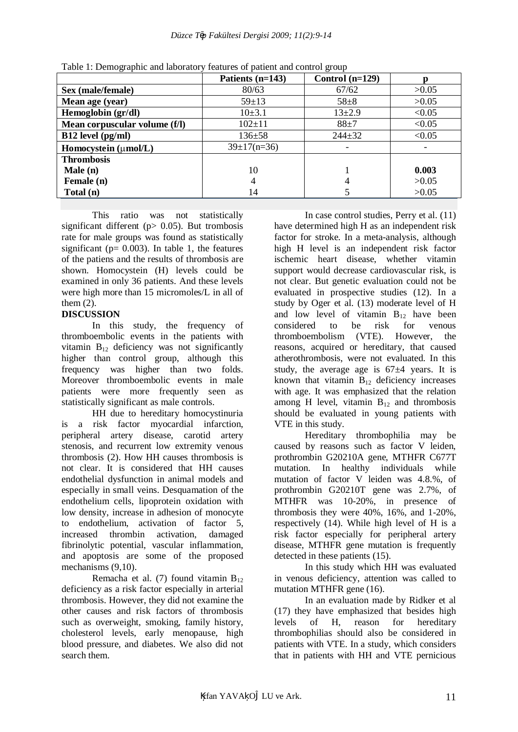Table 1: Demographic and laboratory features of patient and control group

| | Patients (n=143) | Control (n=129) | p |
|---|---|---|---|
| **Sex (male/female)** | 80/63 | 67/62 | >0.05 |
| **Mean age (year)** | 59±13 | 58±8 | >0.05 |
| **Hemoglobin (gr/dl)** | 10±3.1 | 13±2.9 | <0.05 |
| **Mean corpuscular volume (f/l)** | 102±11 | 88±7 | <0.05 |
| **B12 level (pg/ml)** | 136±58 | 244±32 | <0.05 |
| **Homocystein (μmol/L)** | 39±17(n=36) | - | - |
| **Thrombosis** | | | |
| **Male (n)** | 10 | 1 | **0.003** |
| **Female (n)** | 4 | 4 | >0.05 |
| **Total (n)** | 14 | 5 | >0.05 |

This ratio was not statistically significant different (p> 0.05). But trombosis rate for male groups was found as statistically significant (p= 0.003). In table 1, the features of the patiens and the results of thrombosis are shown. Homocystein (H) levels could be examined in only 36 patients. And these levels were high more than 15 micromoles/L in all of them (2).

**DISCUSSION**

In this study, the frequency of thromboembolic events in the patients with vitamin $B_{12}$ deficiency was not significantly higher than control group, although this frequency was higher than two folds. Moreover thromboembolic events in male patients were more frequently seen as statistically significant as male controls.

HH due to hereditary homocystinuria is a risk factor myocardial infarction, peripheral artery disease, carotid artery stenosis, and recurrent low extremity venous thrombosis (2). How HH causes thrombosis is not clear. It is considered that HH causes endothelial dysfunction in animal models and especially in small veins. Desquamation of the endothelium cells, lipoprotein oxidation with low density, increase in adhesion of monocyte to endothelium, activation of factor 5, increased thrombin activation, damaged fibrinolytic potential, vascular inflammation, and apoptosis are some of the proposed mechanisms (9,10).

Remacha et al. (7) found vitamin $B_{12}$ deficiency as a risk factor especially in arterial thrombosis. However, they did not examine the other causes and risk factors of thrombosis such as overweight, smoking, family history, cholesterol levels, early menopause, high blood pressure, and diabetes. We also did not search them.

In case control studies, Perry et al. (11) have determined high H as an independent risk factor for stroke. In a meta-analysis, although high H level is an independent risk factor ischemic heart disease, whether vitamin support would decrease cardiovascular risk, is not clear. But genetic evaluation could not be evaluated in prospective studies (12). In a study by Oger et al. (13) moderate level of H and low level of vitamin $B_{12}$ have been considered to be risk for venous thromboembolism (VTE). However, the reasons, acquired or hereditary, that caused atherothrombosis, were not evaluated. In this study, the average age is 67±4 years. It is known that vitamin $B_{12}$ deficiency increases with age. It was emphasized that the relation among H level, vitamin $B_{12}$ and thrombosis should be evaluated in young patients with VTE in this study.

Hereditary thrombophilia may be caused by reasons such as factor V leiden, prothrombin G20210A gene, MTHFR C677T mutation. In healthy individuals while mutation of factor V leiden was 4.8.%, of prothrombin G20210T gene was 2.7%, of MTHFR was 10-20%, in presence of thrombosis they were 40%, 16%, and 1-20%, respectively (14). While high level of H is a risk factor especially for peripheral artery disease, MTHFR gene mutation is frequently detected in these patients (15).

In this study which HH was evaluated in venous deficiency, attention was called to mutation MTHFR gene (16).

In an evaluation made by Ridker et al (17) they have emphasized that besides high levels of H, reason for hereditary thrombophilias should also be considered in patients with VTE. In a study, which considers that in patients with HH and VTE pernicious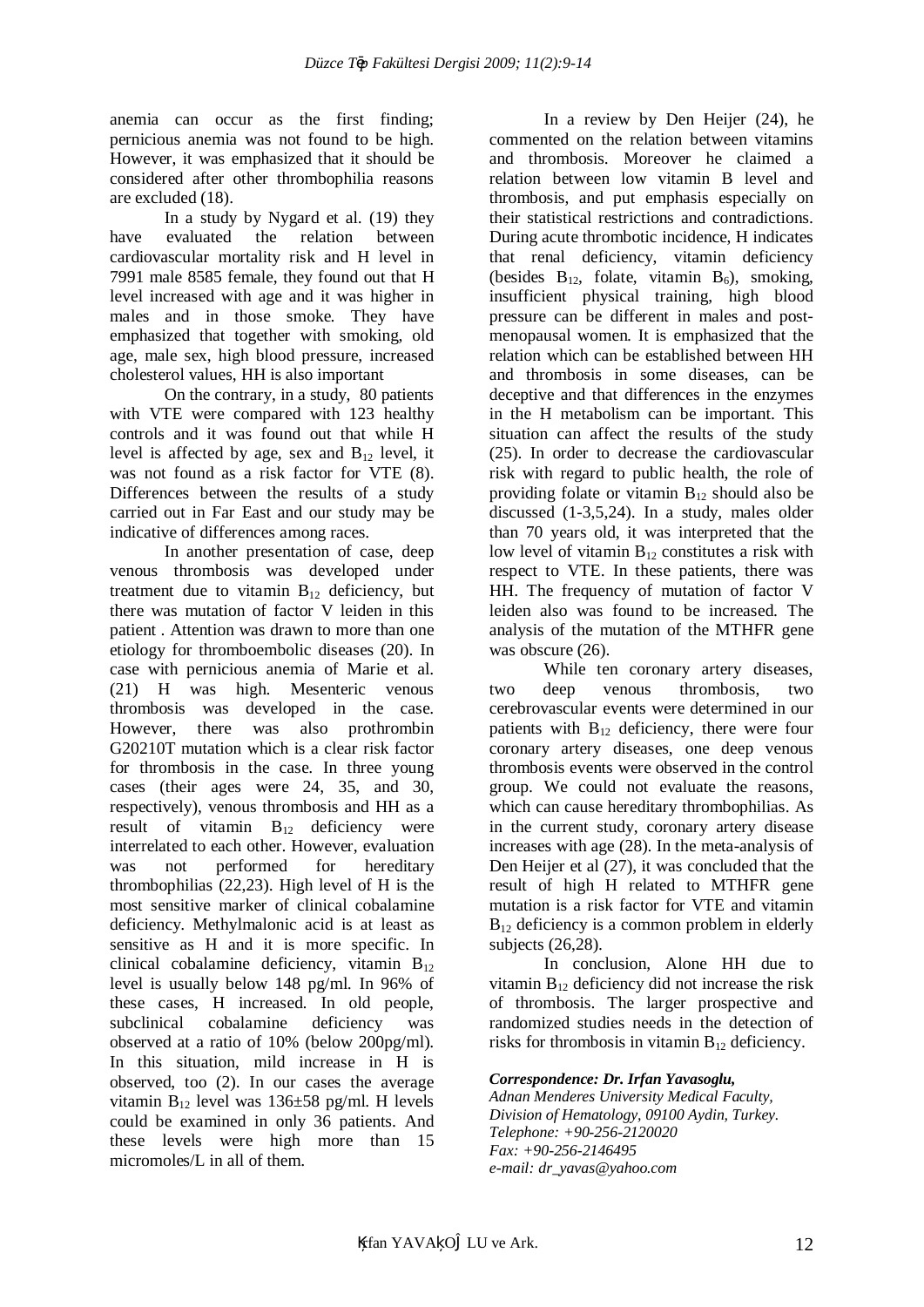anemia can occur as the first finding; pernicious anemia was not found to be high. However, it was emphasized that it should be considered after other thrombophilia reasons are excluded (18).

In a study by Nygard et al. (19) they have evaluated the relation between cardiovascular mortality risk and H level in 7991 male 8585 female, they found out that H level increased with age and it was higher in males and in those smoke. They have emphasized that together with smoking, old age, male sex, high blood pressure, increased cholesterol values, HH is also important

On the contrary, in a study, 80 patients with VTE were compared with 123 healthy controls and it was found out that while H level is affected by age, sex and $B_{12}$ level, it was not found as a risk factor for VTE (8). Differences between the results of a study carried out in Far East and our study may be indicative of differences among races.

In another presentation of case, deep venous thrombosis was developed under treatment due to vitamin $B_{12}$ deficiency, but there was mutation of factor V leiden in this patient . Attention was drawn to more than one etiology for thromboembolic diseases (20). In case with pernicious anemia of Marie et al. (21) H was high. Mesenteric venous thrombosis was developed in the case. However, there was also prothrombin G20210T mutation which is a clear risk factor for thrombosis in the case. In three young cases (their ages were 24, 35, and 30, respectively), venous thrombosis and HH as a result of vitamin $B_{12}$ deficiency were interrelated to each other. However, evaluation was not performed for hereditary thrombophilias (22,23). High level of H is the most sensitive marker of clinical cobalamine deficiency. Methylmalonic acid is at least as sensitive as H and it is more specific. In clinical cobalamine deficiency, vitamin $B_{12}$ level is usually below 148 pg/ml. In 96% of these cases, H increased. In old people, subclinical cobalamine deficiency was observed at a ratio of 10% (below 200pg/ml). In this situation, mild increase in H is observed, too (2). In our cases the average vitamin $B_{12}$ level was 136±58 pg/ml. H levels could be examined in only 36 patients. And these levels were high more than 15 micromoles/L in all of them.

In a review by Den Heijer (24), he commented on the relation between vitamins and thrombosis. Moreover he claimed a relation between low vitamin B level and thrombosis, and put emphasis especially on their statistical restrictions and contradictions. During acute thrombotic incidence, H indicates that renal deficiency, vitamin deficiency (besides $B_{12}$, folate, vitamin $B_6$), smoking, insufficient physical training, high blood pressure can be different in males and post-menopausal women. It is emphasized that the relation which can be established between HH and thrombosis in some diseases, can be deceptive and that differences in the enzymes in the H metabolism can be important. This situation can affect the results of the study (25). In order to decrease the cardiovascular risk with regard to public health, the role of providing folate or vitamin $B_{12}$ should also be discussed (1-3,5,24). In a study, males older than 70 years old, it was interpreted that the low level of vitamin $B_{12}$ constitutes a risk with respect to VTE. In these patients, there was HH. The frequency of mutation of factor V leiden also was found to be increased. The analysis of the mutation of the MTHFR gene was obscure (26).

While ten coronary artery diseases, two deep venous thrombosis, two cerebrovascular events were determined in our patients with $B_{12}$ deficiency, there were four coronary artery diseases, one deep venous thrombosis events were observed in the control group. We could not evaluate the reasons, which can cause hereditary thrombophilias. As in the current study, coronary artery disease increases with age (28). In the meta-analysis of Den Heijer et al (27), it was concluded that the result of high H related to MTHFR gene mutation is a risk factor for VTE and vitamin $B_{12}$ deficiency is a common problem in elderly subjects (26,28).

In conclusion, Alone HH due to vitamin $B_{12}$ deficiency did not increase the risk of thrombosis. The larger prospective and randomized studies needs in the detection of risks for thrombosis in vitamin $B_{12}$ deficiency.

***Correspondence: Dr. Irfan Yavasoglu,***
*Adnan Menderes University Medical Faculty,*
*Division of Hematology, 09100 Aydin, Turkey.*
*Telephone: +90-256-2120020*
*Fax: +90-256-2146495*
*e-mail: dr_yavas@yahoo.com*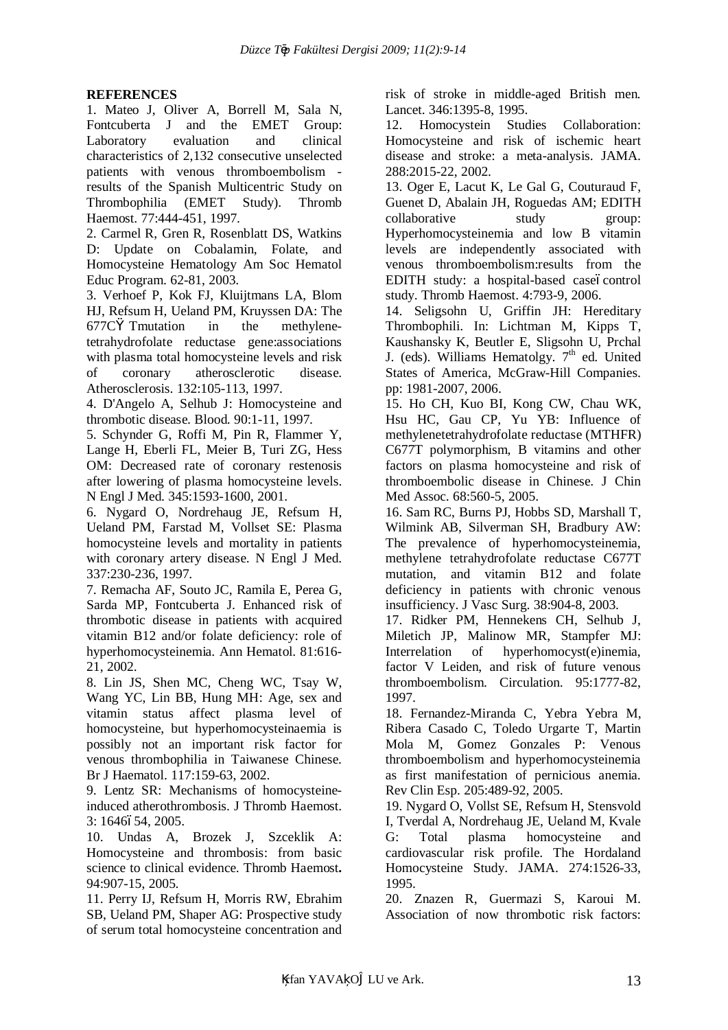**REFERENCES**

1. Mateo J, Oliver A, Borrell M, Sala N, Fontcuberta J and the EMET Group: Laboratory evaluation and clinical characteristics of 2,132 consecutive unselected patients with venous thromboembolism - results of the Spanish Multicentric Study on Thrombophilia (EMET Study). Thromb Haemost. 77:444-451, 1997.

2. Carmel R, Gren R, Rosenblatt DS, Watkins D: Update on Cobalamin, Folate, and Homocysteine Hematology Am Soc Hematol Educ Program. 62-81, 2003.

3. Verhoef P, Kok FJ, Kluijtmans LA, Blom HJ, Refsum H, Ueland PM, Kruyssen DA: The 677CŸTmutation in the methylene-tetrahydrofolate reductase gene:associations with plasma total homocysteine levels and risk of coronary atherosclerotic disease. Atherosclerosis. 132:105-113, 1997.

4. D'Angelo A, Selhub J: Homocysteine and thrombotic disease. Blood. 90:1-11, 1997.

5. Schynder G, Roffi M, Pin R, Flammer Y, Lange H, Eberli FL, Meier B, Turi ZG, Hess OM: Decreased rate of coronary restenosis after lowering of plasma homocysteine levels. N Engl J Med. 345:1593-1600, 2001.

6. Nygard O, Nordrehaug JE, Refsum H, Ueland PM, Farstad M, Vollset SE: Plasma homocysteine levels and mortality in patients with coronary artery disease. N Engl J Med. 337:230-236, 1997.

7. Remacha AF, Souto JC, Ramila E, Perea G, Sarda MP, Fontcuberta J. Enhanced risk of thrombotic disease in patients with acquired vitamin B12 and/or folate deficiency: role of hyperhomocysteinemia. Ann Hematol. 81:616-21, 2002.

8. Lin JS, Shen MC, Cheng WC, Tsay W, Wang YC, Lin BB, Hung MH: Age, sex and vitamin status affect plasma level of homocysteine, but hyperhomocysteinaemia is possibly not an important risk factor for venous thrombophilia in Taiwanese Chinese. Br J Haematol. 117:159-63, 2002.

9. Lentz SR: Mechanisms of homocysteine-induced atherothrombosis. J Thromb Haemost. 3: 1646ó54, 2005.

10. Undas A, Brozek J, Szceklik A: Homocysteine and thrombosis: from basic science to clinical evidence. Thromb Haemost**.** 94:907-15, 2005.

11. Perry IJ, Refsum H, Morris RW, Ebrahim SB, Ueland PM, Shaper AG: Prospective study of serum total homocysteine concentration and risk of stroke in middle-aged British men. Lancet. 346:1395-8, 1995.

12. Homocystein Studies Collaboration: Homocysteine and risk of ischemic heart disease and stroke: a meta-analysis. JAMA. 288:2015-22, 2002.

13. Oger E, Lacut K, Le Gal G, Couturaud F, Guenet D, Abalain JH, Roguedas AM; EDITH collaborative study group: Hyperhomocysteinemia and low B vitamin levels are independently associated with venous thromboembolism:results from the EDITH study: a hospital-based caseócontrol study. Thromb Haemost. 4:793-9, 2006.

14. Seligsohn U, Griffin JH: Hereditary Thrombophili. In: Lichtman M, Kipps T, Kaushansky K, Beutler E, Sligsohn U, Prchal J. (eds). Williams Hematolgy. 7[th] ed. United States of America, McGraw-Hill Companies. pp: 1981-2007, 2006.

15. Ho CH, Kuo BI, Kong CW, Chau WK, Hsu HC, Gau CP, Yu YB: Influence of methylenetetrahydrofolate reductase (MTHFR) C677T polymorphism, B vitamins and other factors on plasma homocysteine and risk of thromboembolic disease in Chinese. J Chin Med Assoc. 68:560-5, 2005.

16. Sam RC, Burns PJ, Hobbs SD, Marshall T, Wilmink AB, Silverman SH, Bradbury AW: The prevalence of hyperhomocysteinemia, methylene tetrahydrofolate reductase C677T mutation, and vitamin B12 and folate deficiency in patients with chronic venous insufficiency. J Vasc Surg. 38:904-8, 2003.

17. Ridker PM, Hennekens CH, Selhub J, Miletich JP, Malinow MR, Stampfer MJ: Interrelation of hyperhomocyst(e)inemia, factor V Leiden, and risk of future venous thromboembolism. Circulation. 95:1777-82, 1997.

18. Fernandez-Miranda C, Yebra Yebra M, Ribera Casado C, Toledo Urgarte T, Martin Mola M, Gomez Gonzales P: Venous thromboembolism and hyperhomocysteinemia as first manifestation of pernicious anemia. Rev Clin Esp. 205:489-92, 2005.

19. Nygard O, Vollst SE, Refsum H, Stensvold I, Tverdal A, Nordrehaug JE, Ueland M, Kvale G: Total plasma homocysteine and cardiovascular risk profile. The Hordaland Homocysteine Study. JAMA. 274:1526-33, 1995.

20. Znazen R, Guermazi S, Karoui M. Association of now thrombotic risk factors: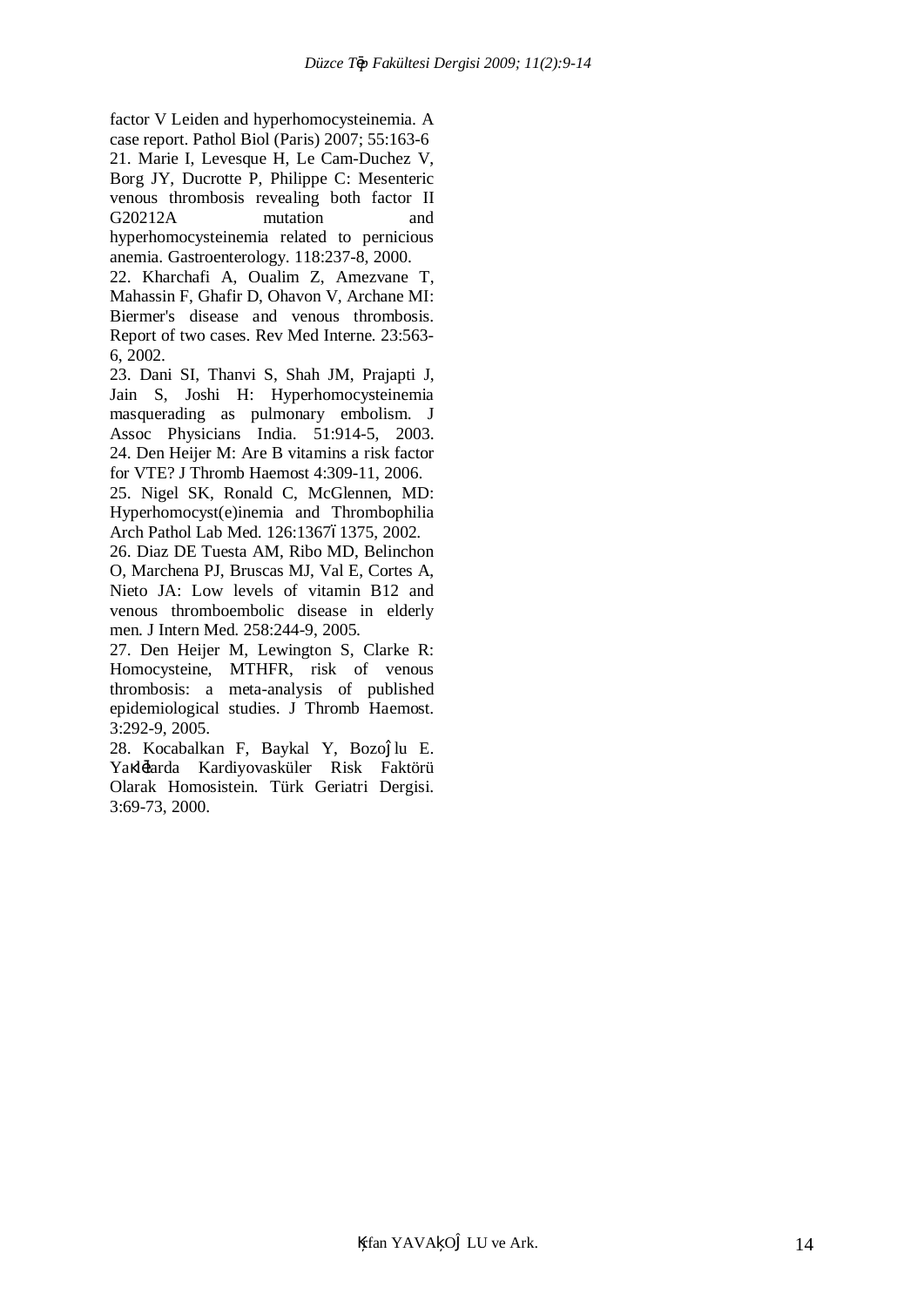factor V Leiden and hyperhomocysteinemia. A case report. Pathol Biol (Paris) 2007; 55:163-6

21. Marie I, Levesque H, Le Cam-Duchez V, Borg JY, Ducrotte P, Philippe C: Mesenteric venous thrombosis revealing both factor II G20212A mutation and hyperhomocysteinemia related to pernicious anemia. Gastroenterology. 118:237-8, 2000.

22. Kharchafi A, Oualim Z, Amezvane T, Mahassin F, Ghafir D, Ohavon V, Archane MI: Biermer's disease and venous thrombosis. Report of two cases. Rev Med Interne. 23:563-6, 2002.

23. Dani SI, Thanvi S, Shah JM, Prajapti J, Jain S, Joshi H: Hyperhomocysteinemia masquerading as pulmonary embolism. J Assoc Physicians India. 51:914-5, 2003.

24. Den Heijer M: Are B vitamins a risk factor for VTE? J Thromb Haemost 4:309-11, 2006.

25. Nigel SK, Ronald C, McGlennen, MD: Hyperhomocyst(e)inemia and Thrombophilia Arch Pathol Lab Med. 126:1367–1375, 2002.

26. Diaz DE Tuesta AM, Ribo MD, Belinchon O, Marchena PJ, Bruscas MJ, Val E, Cortes A, Nieto JA: Low levels of vitamin B12 and venous thromboembolic disease in elderly men. J Intern Med. 258:244-9, 2005.

27. Den Heijer M, Lewington S, Clarke R: Homocysteine, MTHFR, risk of venous thrombosis: a meta-analysis of published epidemiological studies. J Thromb Haemost. 3:292-9, 2005.

28. Kocabalkan F, Baykal Y, Bozoğlu E. Yaşlılarda Kardiyovasküler Risk Faktörü Olarak Homosistein. Türk Geriatri Dergisi. 3:69-73, 2000.